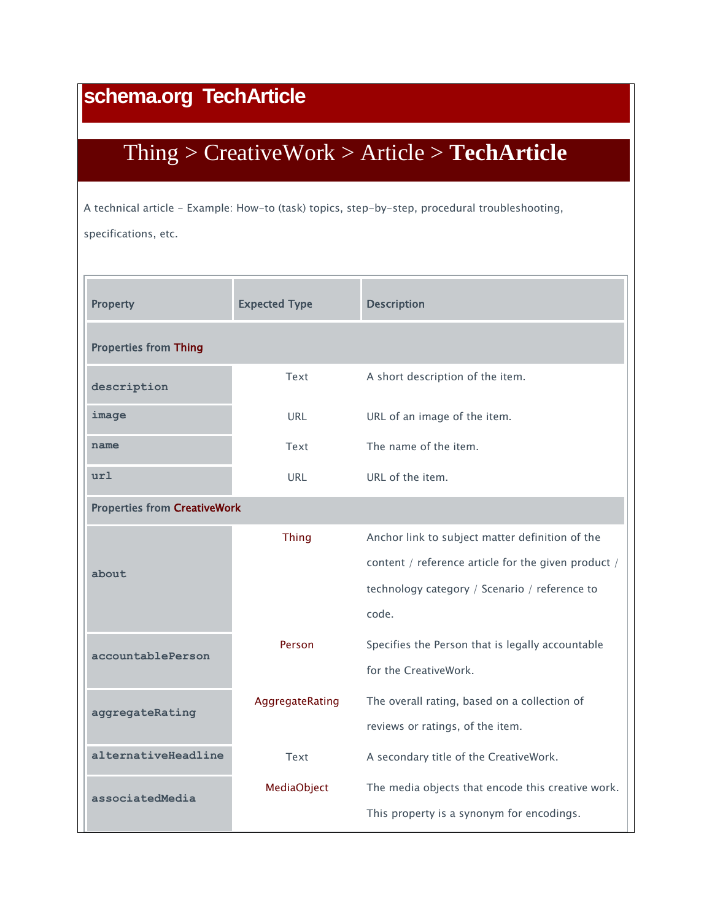# schema.org TechArticle

## Thing > CreativeWork > Article > **TechArticle**

A technical article - Example: How-to (task) topics, step-by-step, procedural troubleshooting, specifications, etc.

| Property | Expected Type | Description |
|---|---|---|
| **Properties from Thing** | | |
| description | Text | A short description of the item. |
| image | URL | URL of an image of the item. |
| name | Text | The name of the item. |
| url | URL | URL of the item. |
| **Properties from CreativeWork** | | |
| about | Thing | Anchor link to subject matter definition of the content / reference article for the given product / technology category / Scenario / reference to code. |
| accountablePerson | Person | Specifies the Person that is legally accountable for the CreativeWork. |
| aggregateRating | AggregateRating | The overall rating, based on a collection of reviews or ratings, of the item. |
| alternativeHeadline | Text | A secondary title of the CreativeWork. |
| associatedMedia | MediaObject | The media objects that encode this creative work. This property is a synonym for encodings. |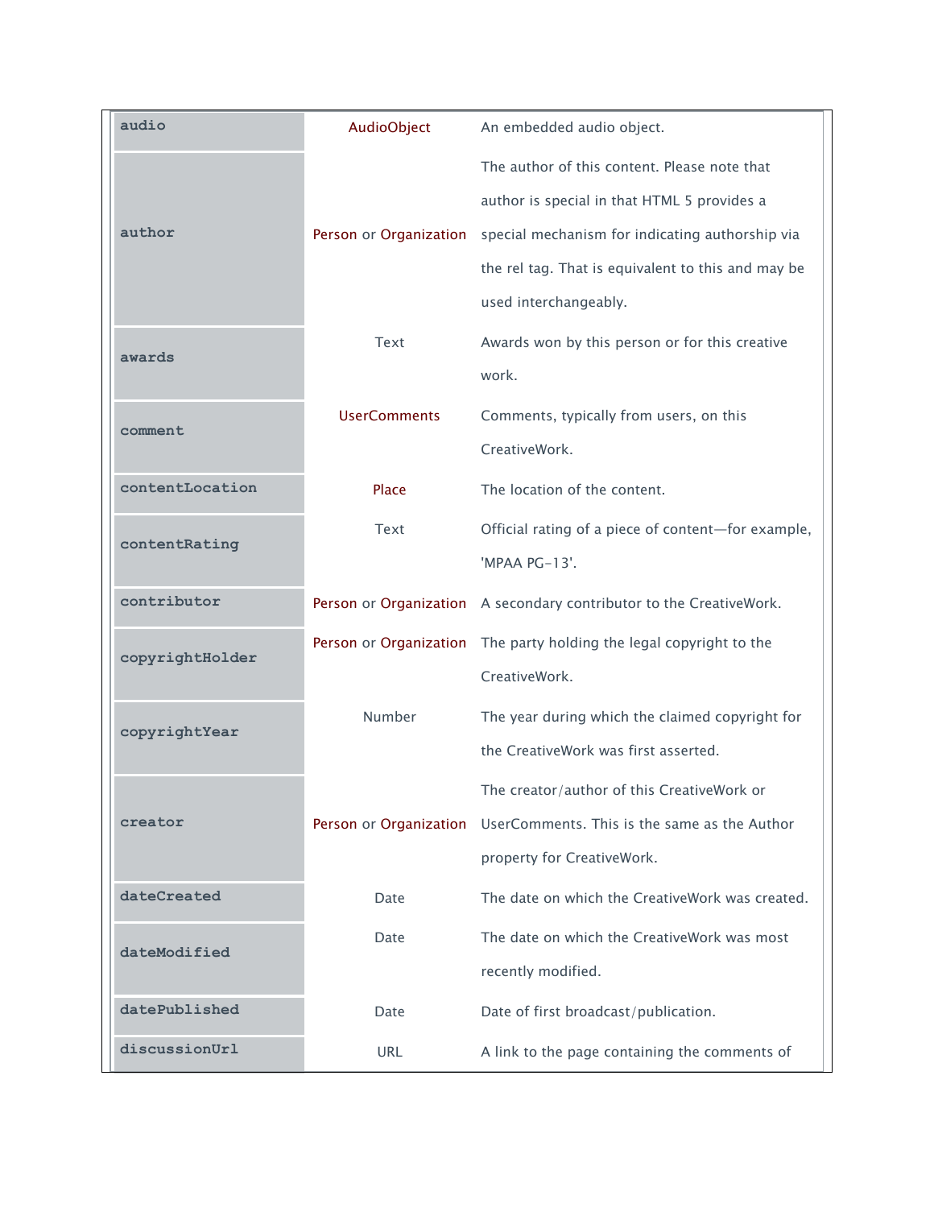| | | |
|---|---|---|
| audio | AudioObject | An embedded audio object. |
| author | Person or Organization | The author of this content. Please note that author is special in that HTML 5 provides a special mechanism for indicating authorship via the rel tag. That is equivalent to this and may be used interchangeably. |
| awards | Text | Awards won by this person or for this creative work. |
| comment | UserComments | Comments, typically from users, on this CreativeWork. |
| contentLocation | Place | The location of the content. |
| contentRating | Text | Official rating of a piece of content—for example, 'MPAA PG-13'. |
| contributor | Person or Organization | A secondary contributor to the CreativeWork. |
| copyrightHolder | Person or Organization | The party holding the legal copyright to the CreativeWork. |
| copyrightYear | Number | The year during which the claimed copyright for the CreativeWork was first asserted. |
| creator | Person or Organization | The creator/author of this CreativeWork or UserComments. This is the same as the Author property for CreativeWork. |
| dateCreated | Date | The date on which the CreativeWork was created. |
| dateModified | Date | The date on which the CreativeWork was most recently modified. |
| datePublished | Date | Date of first broadcast/publication. |
| discussionUrl | URL | A link to the page containing the comments of |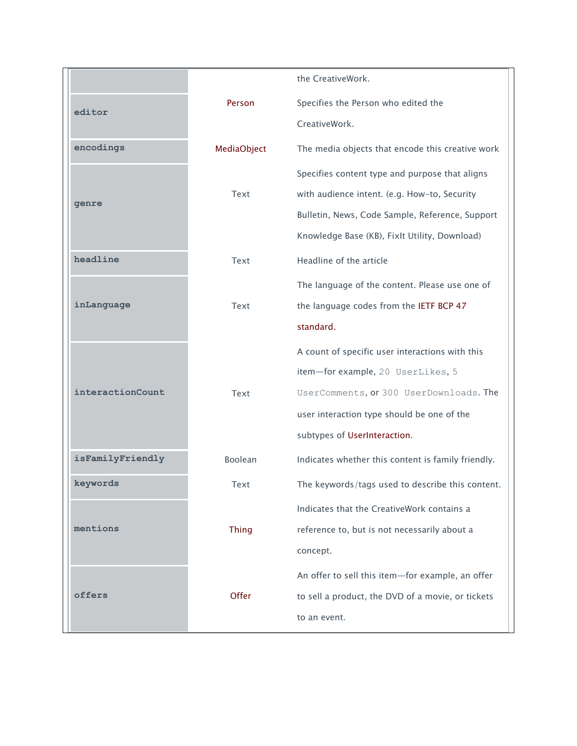| | | |
|---|---|---|
| | | the CreativeWork. |
| **editor** | Person | Specifies the Person who edited the CreativeWork. |
| **encodings** | MediaObject | The media objects that encode this creative work |
| **genre** | Text | Specifies content type and purpose that aligns with audience intent. (e.g. How-to, Security Bulletin, News, Code Sample, Reference, Support Knowledge Base (KB), FixIt Utility, Download) |
| **headline** | Text | Headline of the article |
| **inLanguage** | Text | The language of the content. Please use one of the language codes from the IETF BCP 47 standard. |
| **interactionCount** | Text | A count of specific user interactions with this item—for example, `20 UserLikes`, `5 UserComments`, or `300 UserDownloads`. The user interaction type should be one of the subtypes of UserInteraction. |
| **isFamilyFriendly** | Boolean | Indicates whether this content is family friendly. |
| **keywords** | Text | The keywords/tags used to describe this content. |
| **mentions** | Thing | Indicates that the CreativeWork contains a reference to, but is not necessarily about a concept. |
| **offers** | Offer | An offer to sell this item—for example, an offer to sell a product, the DVD of a movie, or tickets to an event. |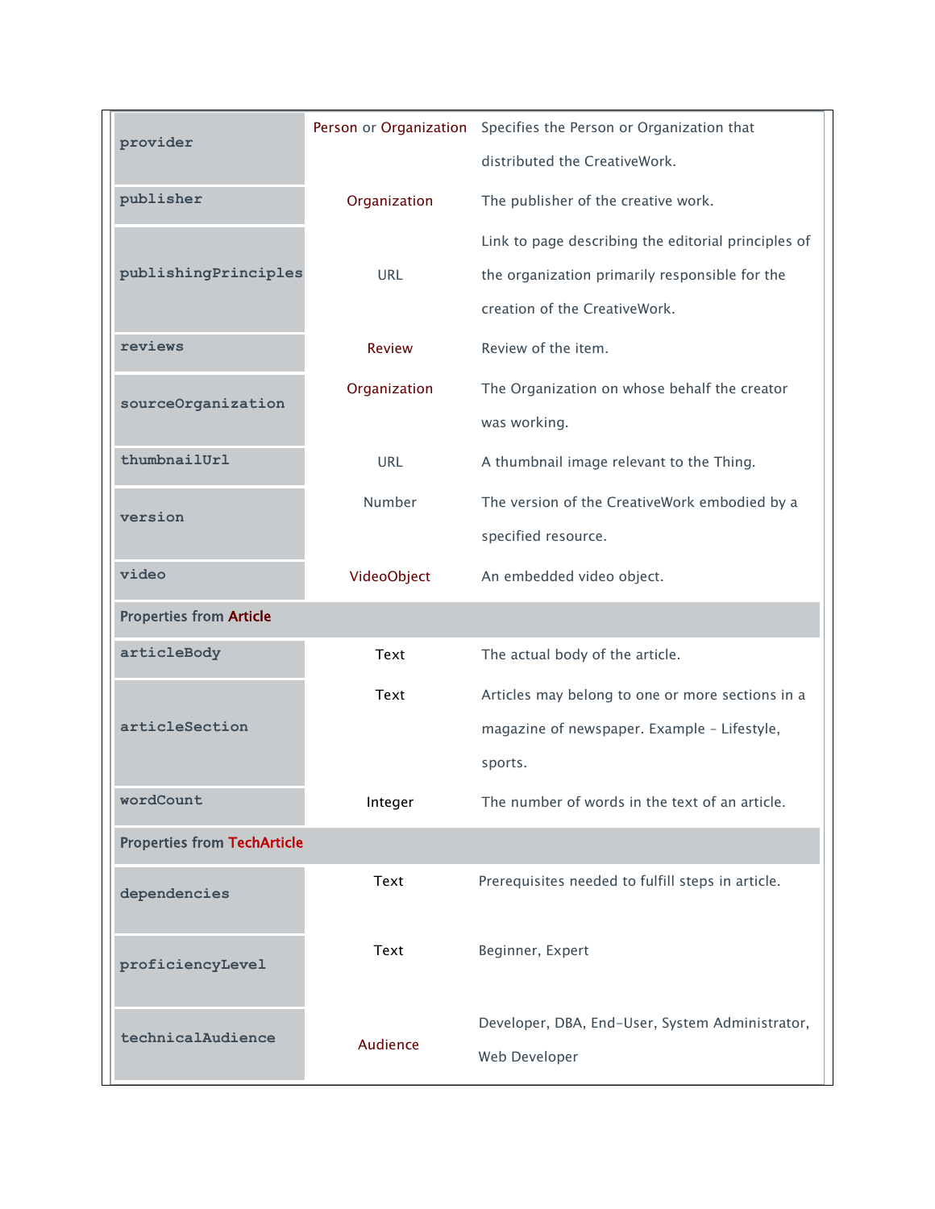| | | |
|---|---|---|
| `provider` | Person or Organization | Specifies the Person or Organization that distributed the CreativeWork. |
| `publisher` | Organization | The publisher of the creative work. |
| `publishingPrinciples` | URL | Link to page describing the editorial principles of the organization primarily responsible for the creation of the CreativeWork. |
| `reviews` | Review | Review of the item. |
| `sourceOrganization` | Organization | The Organization on whose behalf the creator was working. |
| `thumbnailUrl` | URL | A thumbnail image relevant to the Thing. |
| `version` | Number | The version of the CreativeWork embodied by a specified resource. |
| `video` | VideoObject | An embedded video object. |
| Properties from **Article** | | |
| `articleBody` | Text | The actual body of the article. |
| `articleSection` | Text | Articles may belong to one or more sections in a magazine of newspaper. Example - Lifestyle, sports. |
| `wordCount` | Integer | The number of words in the text of an article. |
| Properties from **TechArticle** | | |
| `dependencies` | Text | Prerequisites needed to fulfill steps in article. |
| `proficiencyLevel` | Text | Beginner, Expert |
| `technicalAudience` | Audience | Developer, DBA, End-User, System Administrator, Web Developer |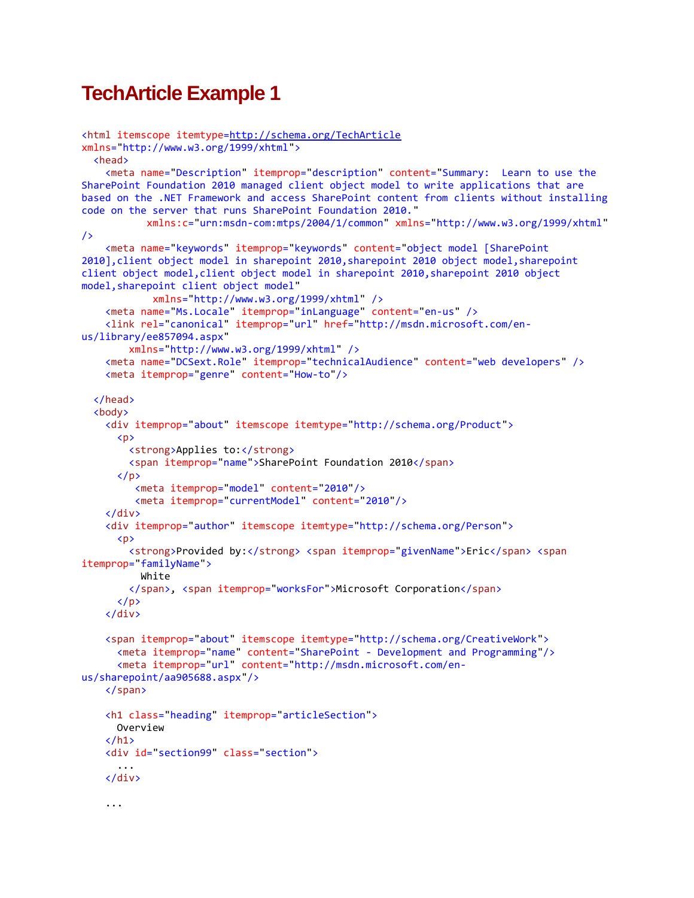# TechArticle Example 1

```
<html itemscope itemtype=http://schema.org/TechArticle
xmlns="http://www.w3.org/1999/xhtml">
  <head>
    <meta name="Description" itemprop="description" content="Summary:  Learn to use the
SharePoint Foundation 2010 managed client object model to write applications that are
based on the .NET Framework and access SharePoint content from clients without installing
code on the server that runs SharePoint Foundation 2010."
           xmlns:c="urn:msdn-com:mtps/2004/1/common" xmlns="http://www.w3.org/1999/xhtml"
/>
    <meta name="keywords" itemprop="keywords" content="object model [SharePoint
2010],client object model in sharepoint 2010,sharepoint 2010 object model,sharepoint
client object model,client object model in sharepoint 2010,sharepoint 2010 object
model,sharepoint client object model"
            xmlns="http://www.w3.org/1999/xhtml" />
    <meta name="Ms.Locale" itemprop="inLanguage" content="en-us" />
    <link rel="canonical" itemprop="url" href="http://msdn.microsoft.com/en-
us/library/ee857094.aspx"
        xmlns="http://www.w3.org/1999/xhtml" />
    <meta name="DCSext.Role" itemprop="technicalAudience" content="web developers" />
    <meta itemprop="genre" content="How-to"/>

  </head>
  <body>
    <div itemprop="about" itemscope itemtype="http://schema.org/Product">
      <p>
        <strong>Applies to:</strong>
        <span itemprop="name">SharePoint Foundation 2010</span>
      </p>
         <meta itemprop="model" content="2010"/>
         <meta itemprop="currentModel" content="2010"/>
    </div>
    <div itemprop="author" itemscope itemtype="http://schema.org/Person">
      <p>
        <strong>Provided by:</strong> <span itemprop="givenName">Eric</span> <span
itemprop="familyName">
          White
        </span>, <span itemprop="worksFor">Microsoft Corporation</span>
      </p>
    </div>

    <span itemprop="about" itemscope itemtype="http://schema.org/CreativeWork">
      <meta itemprop="name" content="SharePoint - Development and Programming"/>
      <meta itemprop="url" content="http://msdn.microsoft.com/en-
us/sharepoint/aa905688.aspx"/>
    </span>

    <h1 class="heading" itemprop="articleSection">
      Overview
    </h1>
    <div id="section99" class="section">
      ...
    </div>

    ...
```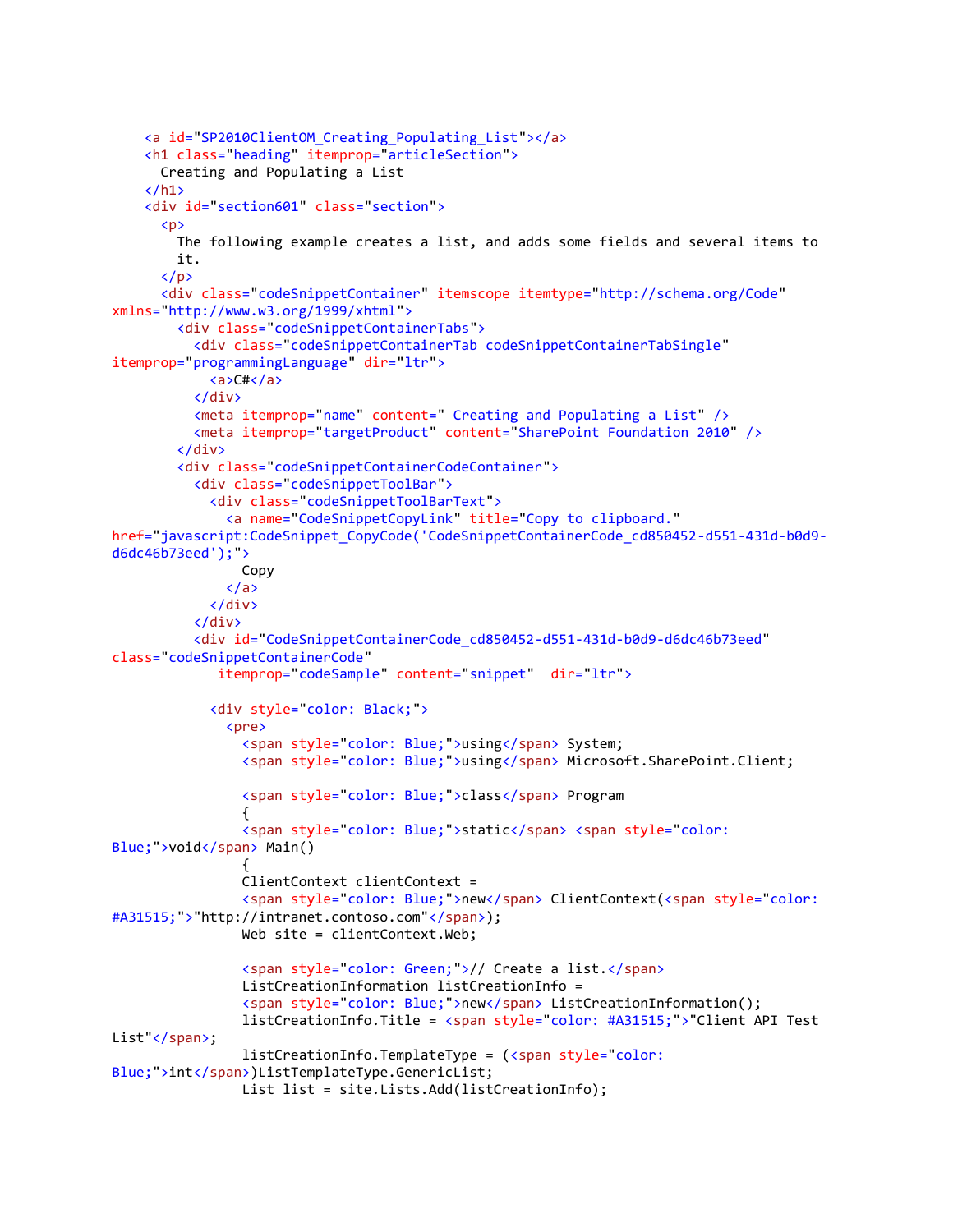```
    <a id="SP2010ClientOM_Creating_Populating_List"></a>
    <h1 class="heading" itemprop="articleSection">
      Creating and Populating a List
    </h1>
    <div id="section601" class="section">
      <p>
        The following example creates a list, and adds some fields and several items to
        it.
      </p>
      <div class="codeSnippetContainer" itemscope itemtype="http://schema.org/Code"
xmlns="http://www.w3.org/1999/xhtml">
        <div class="codeSnippetContainerTabs">
          <div class="codeSnippetContainerTab codeSnippetContainerTabSingle"
itemprop="programmingLanguage" dir="ltr">
            <a>C#</a>
          </div>
          <meta itemprop="name" content=" Creating and Populating a List" />
          <meta itemprop="targetProduct" content="SharePoint Foundation 2010" />
        </div>
        <div class="codeSnippetContainerCodeContainer">
          <div class="codeSnippetToolBar">
            <div class="codeSnippetToolBarText">
              <a name="CodeSnippetCopyLink" title="Copy to clipboard."
href="javascript:CodeSnippet_CopyCode('CodeSnippetContainerCode_cd850452-d551-431d-b0d9-
d6dc46b73eed');">
                Copy
              </a>
            </div>
          </div>
          <div id="CodeSnippetContainerCode_cd850452-d551-431d-b0d9-d6dc46b73eed"
class="codeSnippetContainerCode"
               itemprop="codeSample" content="snippet"  dir="ltr">

            <div style="color: Black;">
              <pre>
                <span style="color: Blue;">using</span> System;
                <span style="color: Blue;">using</span> Microsoft.SharePoint.Client;

                <span style="color: Blue;">class</span> Program
                {
                <span style="color: Blue;">static</span> <span style="color:
Blue;">void</span> Main()
                {
                ClientContext clientContext =
                <span style="color: Blue;">new</span> ClientContext(<span style="color:
#A31515;">"http://intranet.contoso.com"</span>);
                Web site = clientContext.Web;

                <span style="color: Green;">// Create a list.</span>
                ListCreationInformation listCreationInfo =
                <span style="color: Blue;">new</span> ListCreationInformation();
                listCreationInfo.Title = <span style="color: #A31515;">"Client API Test
List"</span>;
                listCreationInfo.TemplateType = (<span style="color:
Blue;">int</span>)ListTemplateType.GenericList;
                List list = site.Lists.Add(listCreationInfo);
```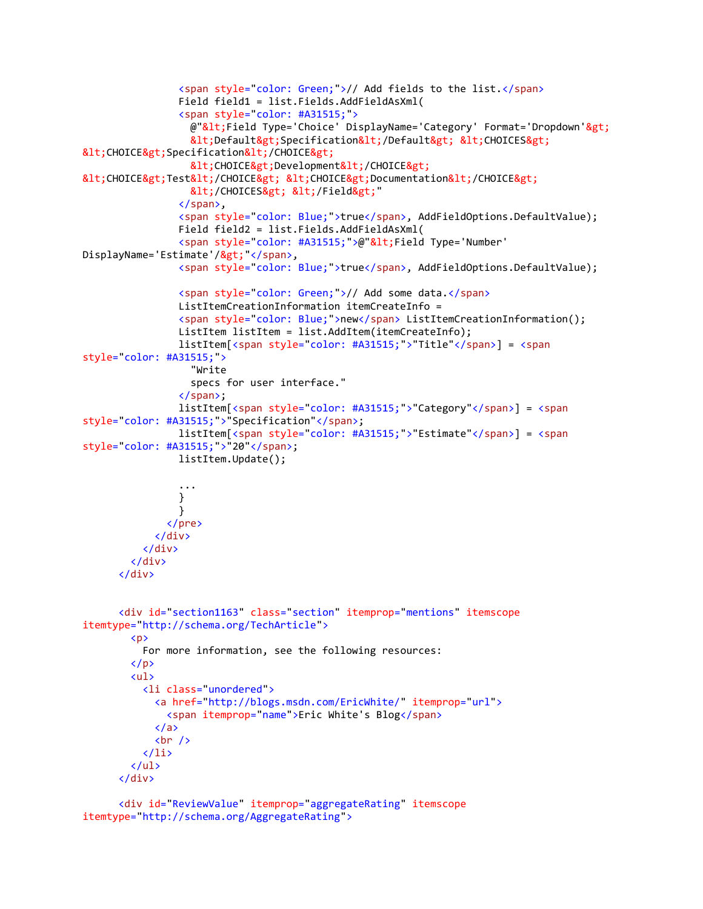```
                <span style="color: Green;">// Add fields to the list.</span>
                Field field1 = list.Fields.AddFieldAsXml(
                <span style="color: #A31515;">
                  @"&lt;Field Type='Choice' DisplayName='Category' Format='Dropdown'&gt;
                  &lt;Default&gt;Specification&lt;/Default&gt; &lt;CHOICES&gt;
&lt;CHOICE&gt;Specification&lt;/CHOICE&gt;
                  &lt;CHOICE&gt;Development&lt;/CHOICE&gt;
&lt;CHOICE&gt;Test&lt;/CHOICE&gt; &lt;CHOICE&gt;Documentation&lt;/CHOICE&gt;
                  &lt;/CHOICES&gt; &lt;/Field&gt;"
                </span>,
                <span style="color: Blue;">true</span>, AddFieldOptions.DefaultValue);
                Field field2 = list.Fields.AddFieldAsXml(
                <span style="color: #A31515;">@"&lt;Field Type='Number'
DisplayName='Estimate'/&gt;"</span>,
                <span style="color: Blue;">true</span>, AddFieldOptions.DefaultValue);

                <span style="color: Green;">// Add some data.</span>
                ListItemCreationInformation itemCreateInfo =
                <span style="color: Blue;">new</span> ListItemCreationInformation();
                ListItem listItem = list.AddItem(itemCreateInfo);
                listItem[<span style="color: #A31515;">"Title"</span>] = <span
style="color: #A31515;">
                  "Write
                  specs for user interface."
                </span>;
                listItem[<span style="color: #A31515;">"Category"</span>] = <span
style="color: #A31515;">"Specification"</span>;
                listItem[<span style="color: #A31515;">"Estimate"</span>] = <span
style="color: #A31515;">"20"</span>;
                listItem.Update();

                ...
                }
                }
              </pre>
            </div>
          </div>
        </div>
      </div>


      <div id="section1163" class="section" itemprop="mentions" itemscope
itemtype="http://schema.org/TechArticle">
        <p>
          For more information, see the following resources:
        </p>
        <ul>
          <li class="unordered">
            <a href="http://blogs.msdn.com/EricWhite/" itemprop="url">
              <span itemprop="name">Eric White's Blog</span>
            </a>
            <br />
          </li>
        </ul>
      </div>

      <div id="ReviewValue" itemprop="aggregateRating" itemscope
itemtype="http://schema.org/AggregateRating">
```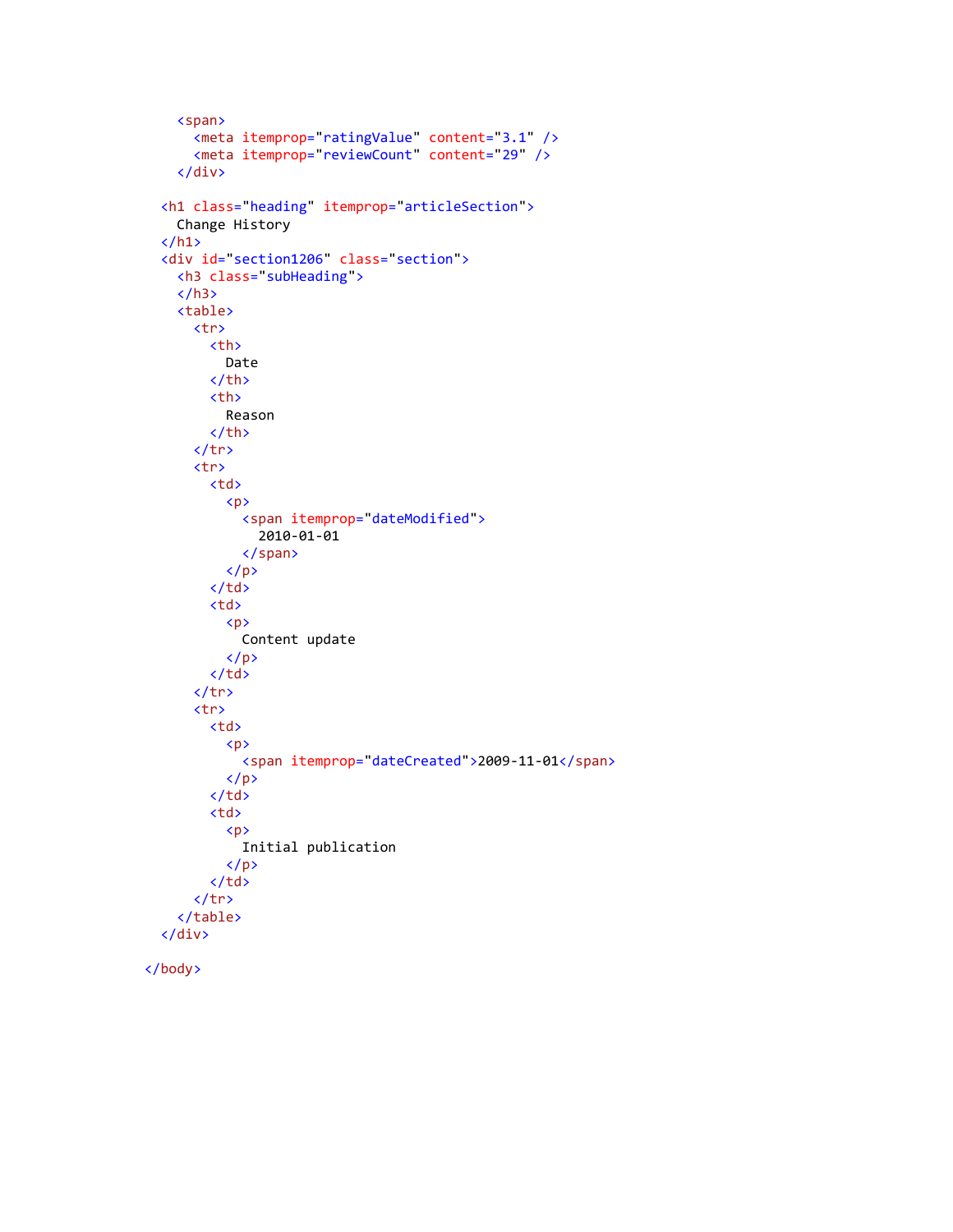```html
    <span>
      <meta itemprop="ratingValue" content="3.1" />
      <meta itemprop="reviewCount" content="29" />
    </div>

  <h1 class="heading" itemprop="articleSection">
    Change History
  </h1>
  <div id="section1206" class="section">
    <h3 class="subHeading">
    </h3>
    <table>
      <tr>
        <th>
          Date
        </th>
        <th>
          Reason
        </th>
      </tr>
      <tr>
        <td>
          <p>
            <span itemprop="dateModified">
              2010-01-01
            </span>
          </p>
        </td>
        <td>
          <p>
            Content update
          </p>
        </td>
      </tr>
      <tr>
        <td>
          <p>
            <span itemprop="dateCreated">2009-11-01</span>
          </p>
        </td>
        <td>
          <p>
            Initial publication
          </p>
        </td>
      </tr>
    </table>
  </div>

</body>
```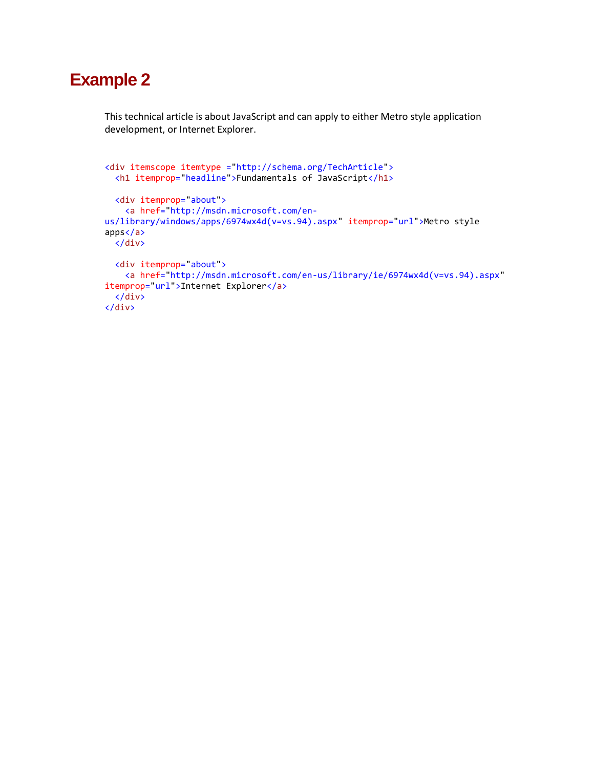## Example 2

This technical article is about JavaScript and can apply to either Metro style application development, or Internet Explorer.

```
<div itemscope itemtype ="http://schema.org/TechArticle">
  <h1 itemprop="headline">Fundamentals of JavaScript</h1>

  <div itemprop="about">
    <a href="http://msdn.microsoft.com/en-us/library/windows/apps/6974wx4d(v=vs.94).aspx" itemprop="url">Metro style apps</a>
  </div>

  <div itemprop="about">
    <a href="http://msdn.microsoft.com/en-us/library/ie/6974wx4d(v=vs.94).aspx" itemprop="url">Internet Explorer</a>
  </div>
</div>
```